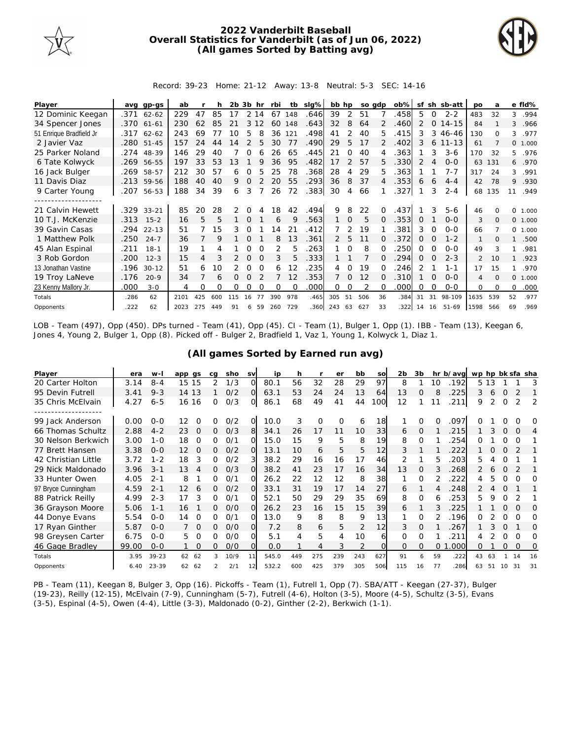# 2022 Vanderbilt Baseball
## Overall Statistics for Vanderbilt (as of Jun 06, 2022)
## (All games Sorted by Batting avg)

Record: 39-23 Home: 21-12 Away: 13-8 Neutral: 5-3 SEC: 14-16

| Player | avg | gp-gs | ab | r | h | 2b | 3b | hr | rbi | tb | slg% | bb | hp | so | gdp | ob% | sf | sh | sb-att | po | a | e | fld% |
|---|---|---|---|---|---|---|---|---|---|---|---|---|---|---|---|---|---|---|---|---|---|---|---|
| 12 Dominic Keegan | .371 | 62-62 | 229 | 47 | 85 | 17 | 2 | 14 | 67 | 148 | .646 | 39 | 2 | 51 | 7 | .458 | 5 | 0 | 2-2 | 483 | 32 | 3 | .994 |
| 34 Spencer Jones | .370 | 61-61 | 230 | 62 | 85 | 21 | 3 | 12 | 60 | 148 | .643 | 32 | 8 | 64 | 2 | .460 | 2 | 0 | 14-15 | 84 | 1 | 3 | .966 |
| 51 Enrique Bradfield Jr | .317 | 62-62 | 243 | 69 | 77 | 10 | 5 | 8 | 36 | 121 | .498 | 41 | 2 | 40 | 5 | .415 | 3 | 3 | 46-46 | 130 | 0 | 3 | .977 |
| 2 Javier Vaz | .280 | 51-45 | 157 | 24 | 44 | 14 | 2 | 5 | 30 | 77 | .490 | 29 | 5 | 17 | 2 | .402 | 3 | 6 | 11-13 | 61 | 7 | 0 | 1.000 |
| 25 Parker Noland | .274 | 48-39 | 146 | 29 | 40 | 7 | 0 | 6 | 26 | 65 | .445 | 21 | 0 | 40 | 4 | .363 | 1 | 3 | 3-6 | 170 | 32 | 5 | .976 |
| 6 Tate Kolwyck | .269 | 56-55 | 197 | 33 | 53 | 13 | 1 | 9 | 36 | 95 | .482 | 17 | 2 | 57 | 5 | .330 | 2 | 4 | 0-0 | 63 | 131 | 6 | .970 |
| 16 Jack Bulger | .269 | 58-57 | 212 | 30 | 57 | 6 | 0 | 5 | 25 | 78 | .368 | 28 | 4 | 29 | 5 | .363 | 1 | 1 | 7-7 | 317 | 24 | 3 | .991 |
| 11 Davis Diaz | .213 | 59-56 | 188 | 40 | 40 | 9 | 0 | 2 | 20 | 55 | .293 | 36 | 8 | 37 | 4 | .353 | 6 | 6 | 4-4 | 42 | 78 | 9 | .930 |
| 9 Carter Young | .207 | 56-53 | 188 | 34 | 39 | 6 | 3 | 7 | 26 | 72 | .383 | 30 | 4 | 66 | 1 | .327 | 1 | 3 | 2-4 | 68 | 135 | 11 | .949 |
| 21 Calvin Hewett | .329 | 33-21 | 85 | 20 | 28 | 2 | 0 | 4 | 18 | 42 | .494 | 9 | 8 | 22 | 0 | .437 | 1 | 3 | 5-6 | 46 | 0 | 0 | 1.000 |
| 10 T.J. McKenzie | .313 | 15-2 | 16 | 5 | 5 | 1 | 0 | 1 | 6 | 9 | .563 | 1 | 0 | 5 | 0 | .353 | 0 | 1 | 0-0 | 3 | 0 | 0 | 1.000 |
| 39 Gavin Casas | .294 | 22-13 | 51 | 7 | 15 | 3 | 0 | 1 | 14 | 21 | .412 | 7 | 2 | 19 | 1 | .381 | 3 | 0 | 0-0 | 66 | 7 | 0 | 1.000 |
| 1 Matthew Polk | .250 | 24-7 | 36 | 7 | 9 | 1 | 0 | 1 | 8 | 13 | .361 | 2 | 5 | 11 | 0 | .372 | 0 | 0 | 1-2 | 1 | 0 | 1 | .500 |
| 45 Alan Espinal | .211 | 18-1 | 19 | 1 | 4 | 1 | 0 | 0 | 2 | 5 | .263 | 1 | 0 | 8 | 0 | .250 | 0 | 0 | 0-0 | 49 | 3 | 1 | .981 |
| 3 Rob Gordon | .200 | 12-3 | 15 | 4 | 3 | 2 | 0 | 0 | 3 | 5 | .333 | 1 | 1 | 7 | 0 | .294 | 0 | 0 | 2-3 | 2 | 10 | 1 | .923 |
| 13 Jonathan Vastine | .196 | 30-12 | 51 | 6 | 10 | 2 | 0 | 0 | 6 | 12 | .235 | 4 | 0 | 19 | 0 | .246 | 2 | 1 | 1-1 | 17 | 15 | 1 | .970 |
| 19 Troy LaNeve | .176 | 20-9 | 34 | 7 | 6 | 0 | 0 | 2 | 7 | 12 | .353 | 7 | 0 | 12 | 0 | .310 | 1 | 0 | 0-0 | 4 | 0 | 0 | 1.000 |
| 23 Kenny Mallory Jr. | .000 | 3-0 | 4 | 0 | 0 | 0 | 0 | 0 | 0 | 0 | .000 | 0 | 0 | 2 | 0 | .000 | 0 | 0 | 0-0 | 0 | 0 | 0 | .000 |
| Totals | .286 | 62 | 2101 | 425 | 600 | 115 | 16 | 77 | 390 | 978 | .465 | 305 | 51 | 506 | 36 | .384 | 31 | 31 | 98-109 | 1635 | 539 | 52 | .977 |
| Opponents | .222 | 62 | 2023 | 275 | 449 | 91 | 6 | 59 | 260 | 729 | .360 | 243 | 63 | 627 | 33 | .322 | 14 | 16 | 51-69 | 1598 | 566 | 69 | .969 |

LOB - Team (497), Opp (450). DPs turned - Team (41), Opp (45). CI - Team (1), Bulger 1, Opp (1). IBB - Team (13), Keegan 6, Jones 4, Young 2, Bulger 1, Opp (8). Picked off - Bulger 2, Bradfield 1, Vaz 1, Young 1, Kolwyck 1, Diaz 1.

## (All games Sorted by Earned run avg)

| Player | era | w-l | app | gs | cg | sho | sv | ip | h | r | er | bb | so | 2b | 3b | hr | b/avg | wp | hp | bk | sfa | sha |
|---|---|---|---|---|---|---|---|---|---|---|---|---|---|---|---|---|---|---|---|---|---|---|
| 20 Carter Holton | 3.14 | 8-4 | 15 | 15 | 2 | 1/3 | 0 | 80.1 | 56 | 32 | 28 | 29 | 97 | 8 | 1 | 10 | .192 | 5 | 13 | 1 | 1 | 3 |
| 95 Devin Futrell | 3.41 | 9-3 | 14 | 13 | 1 | 0/2 | 0 | 63.1 | 53 | 24 | 24 | 13 | 64 | 13 | 0 | 8 | .225 | 3 | 6 | 0 | 2 | 1 |
| 35 Chris McElvain | 4.27 | 6-5 | 16 | 16 | 0 | 0/3 | 0 | 86.1 | 68 | 49 | 41 | 44 | 100 | 12 | 1 | 11 | .211 | 9 | 2 | 0 | 2 | 2 |
| 99 Jack Anderson | 0.00 | 0-0 | 12 | 0 | 0 | 0/2 | 0 | 10.0 | 3 | 0 | 0 | 6 | 18 | 1 | 0 | 0 | .097 | 0 | 1 | 0 | 0 | 0 |
| 66 Thomas Schultz | 2.88 | 4-2 | 23 | 0 | 0 | 0/3 | 8 | 34.1 | 26 | 17 | 11 | 10 | 33 | 6 | 0 | 1 | .215 | 1 | 3 | 0 | 0 | 4 |
| 30 Nelson Berkwich | 3.00 | 1-0 | 18 | 0 | 0 | 0/1 | 0 | 15.0 | 15 | 9 | 5 | 8 | 19 | 8 | 0 | 1 | .254 | 0 | 1 | 0 | 0 | 1 |
| 77 Brett Hansen | 3.38 | 0-0 | 12 | 0 | 0 | 0/2 | 0 | 13.1 | 10 | 6 | 5 | 5 | 12 | 3 | 1 | 1 | .222 | 1 | 0 | 0 | 2 | 1 |
| 42 Christian Little | 3.72 | 1-2 | 18 | 3 | 0 | 0/2 | 3 | 38.2 | 29 | 16 | 16 | 17 | 46 | 2 | 1 | 5 | .203 | 5 | 4 | 0 | 1 | 1 |
| 29 Nick Maldonado | 3.96 | 3-1 | 13 | 4 | 0 | 0/3 | 0 | 38.2 | 41 | 23 | 17 | 16 | 34 | 13 | 0 | 3 | .268 | 2 | 6 | 0 | 2 | 1 |
| 33 Hunter Owen | 4.05 | 2-1 | 8 | 1 | 0 | 0/1 | 0 | 26.2 | 22 | 12 | 12 | 8 | 38 | 1 | 0 | 2 | .222 | 4 | 5 | 0 | 0 | 0 |
| 97 Bryce Cunningham | 4.59 | 2-1 | 12 | 6 | 0 | 0/2 | 0 | 33.1 | 31 | 19 | 17 | 14 | 27 | 6 | 1 | 4 | .248 | 2 | 4 | 0 | 1 | 1 |
| 88 Patrick Reilly | 4.99 | 2-3 | 17 | 3 | 0 | 0/1 | 0 | 52.1 | 50 | 29 | 29 | 35 | 69 | 8 | 0 | 6 | .253 | 5 | 9 | 0 | 2 | 1 |
| 36 Grayson Moore | 5.06 | 1-1 | 16 | 1 | 0 | 0/0 | 0 | 26.2 | 23 | 16 | 15 | 15 | 39 | 6 | 1 | 3 | .225 | 1 | 1 | 0 | 0 | 0 |
| 44 Donye Evans | 5.54 | 0-0 | 14 | 0 | 0 | 0/1 | 0 | 13.0 | 9 | 8 | 8 | 9 | 13 | 1 | 0 | 2 | .196 | 0 | 2 | 0 | 0 | 0 |
| 17 Ryan Ginther | 5.87 | 0-0 | 7 | 0 | 0 | 0/0 | 0 | 7.2 | 8 | 6 | 5 | 2 | 12 | 3 | 0 | 1 | .267 | 1 | 3 | 0 | 1 | 0 |
| 98 Greysen Carter | 6.75 | 0-0 | 5 | 0 | 0 | 0/0 | 0 | 5.1 | 4 | 5 | 4 | 10 | 6 | 0 | 0 | 1 | .211 | 4 | 2 | 0 | 0 | 0 |
| 46 Gage Bradley | 99.00 | 0-0 | 1 | 0 | 0 | 0/0 | 0 | 0.0 | 1 | 4 | 3 | 2 | 0 | 0 | 0 | 0 | 1.000 | 0 | 1 | 0 | 0 | 0 |
| Totals | 3.95 | 39-23 | 62 | 62 | 3 | 10/9 | 11 | 545.0 | 449 | 275 | 239 | 243 | 627 | 91 | 6 | 59 | .222 | 43 | 63 | 1 | 14 | 16 |
| Opponents | 6.40 | 23-39 | 62 | 62 | 2 | 2/1 | 12 | 532.2 | 600 | 425 | 379 | 305 | 506 | 115 | 16 | 77 | .286 | 63 | 51 | 10 | 31 | 31 |

PB - Team (11), Keegan 8, Bulger 3, Opp (16). Pickoffs - Team (1), Futrell 1, Opp (7). SBA/ATT - Keegan (27-37), Bulger (19-23), Reilly (12-15), McElvain (7-9), Cunningham (5-7), Futrell (4-6), Holton (3-5), Moore (4-5), Schultz (3-5), Evans (3-5), Espinal (4-5), Owen (4-4), Little (3-3), Maldonado (0-2), Ginther (2-2), Berkwich (1-1).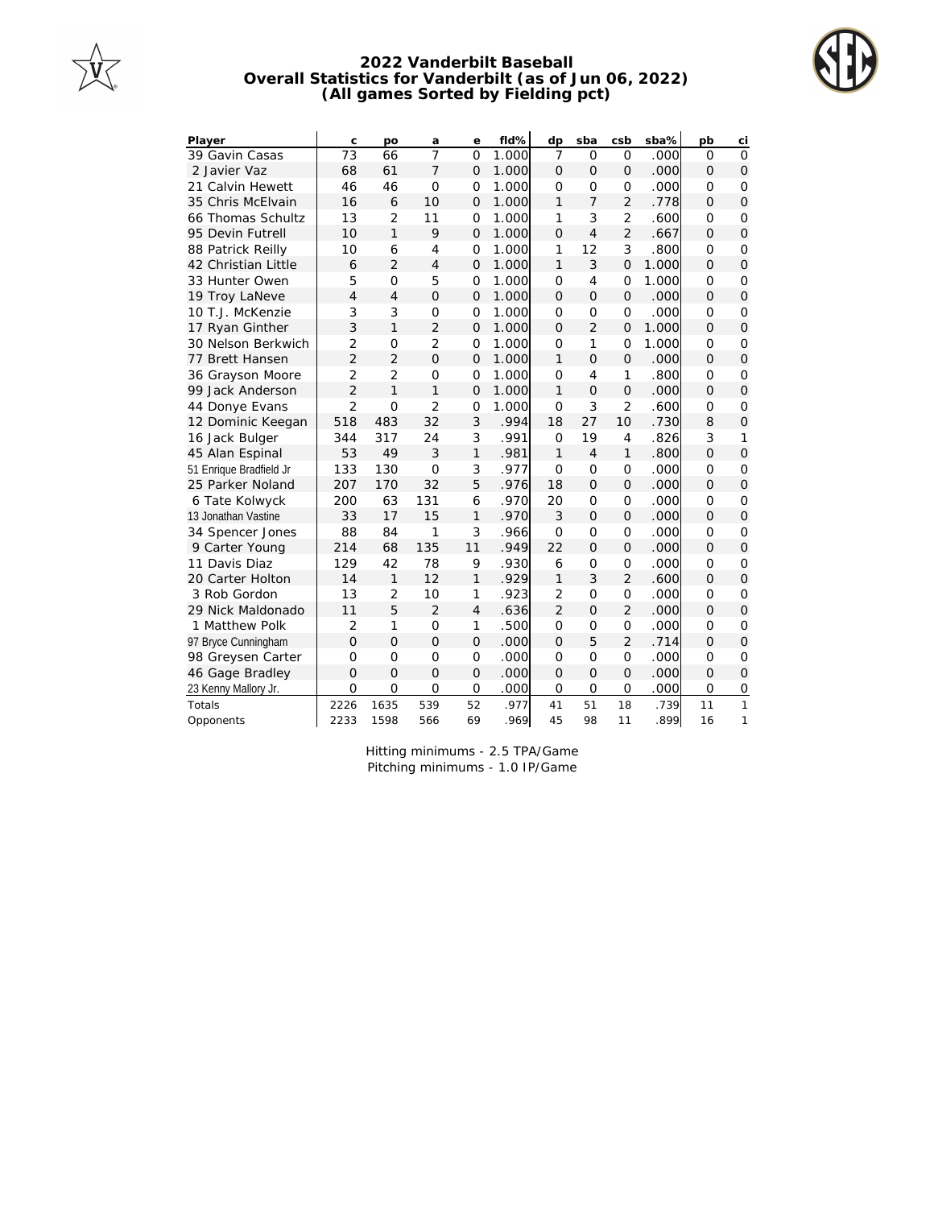# 2022 Vanderbilt Baseball
## Overall Statistics for Vanderbilt (as of Jun 06, 2022)
### (All games Sorted by Fielding pct)

| Player | c | po | a | e | fld% | dp | sba | csb | sba% | pb | ci |
|---|---|---|---|---|---|---|---|---|---|---|---|
| 39 Gavin Casas | 73 | 66 | 7 | 0 | 1.000 | 7 | 0 | 0 | .000 | 0 | 0 |
| 2 Javier Vaz | 68 | 61 | 7 | 0 | 1.000 | 0 | 0 | 0 | .000 | 0 | 0 |
| 21 Calvin Hewett | 46 | 46 | 0 | 0 | 1.000 | 0 | 0 | 0 | .000 | 0 | 0 |
| 35 Chris McElvain | 16 | 6 | 10 | 0 | 1.000 | 1 | 7 | 2 | .778 | 0 | 0 |
| 66 Thomas Schultz | 13 | 2 | 11 | 0 | 1.000 | 1 | 3 | 2 | .600 | 0 | 0 |
| 95 Devin Futrell | 10 | 1 | 9 | 0 | 1.000 | 0 | 4 | 2 | .667 | 0 | 0 |
| 88 Patrick Reilly | 10 | 6 | 4 | 0 | 1.000 | 1 | 12 | 3 | .800 | 0 | 0 |
| 42 Christian Little | 6 | 2 | 4 | 0 | 1.000 | 1 | 3 | 0 | 1.000 | 0 | 0 |
| 33 Hunter Owen | 5 | 0 | 5 | 0 | 1.000 | 0 | 4 | 0 | 1.000 | 0 | 0 |
| 19 Troy LaNeve | 4 | 4 | 0 | 0 | 1.000 | 0 | 0 | 0 | .000 | 0 | 0 |
| 10 T.J. McKenzie | 3 | 3 | 0 | 0 | 1.000 | 0 | 0 | 0 | .000 | 0 | 0 |
| 17 Ryan Ginther | 3 | 1 | 2 | 0 | 1.000 | 0 | 2 | 0 | 1.000 | 0 | 0 |
| 30 Nelson Berkwich | 2 | 0 | 2 | 0 | 1.000 | 0 | 1 | 0 | 1.000 | 0 | 0 |
| 77 Brett Hansen | 2 | 2 | 0 | 0 | 1.000 | 1 | 0 | 0 | .000 | 0 | 0 |
| 36 Grayson Moore | 2 | 2 | 0 | 0 | 1.000 | 0 | 4 | 1 | .800 | 0 | 0 |
| 99 Jack Anderson | 2 | 1 | 1 | 0 | 1.000 | 1 | 0 | 0 | .000 | 0 | 0 |
| 44 Donye Evans | 2 | 0 | 2 | 0 | 1.000 | 0 | 3 | 2 | .600 | 0 | 0 |
| 12 Dominic Keegan | 518 | 483 | 32 | 3 | .994 | 18 | 27 | 10 | .730 | 8 | 0 |
| 16 Jack Bulger | 344 | 317 | 24 | 3 | .991 | 0 | 19 | 4 | .826 | 3 | 1 |
| 45 Alan Espinal | 53 | 49 | 3 | 1 | .981 | 1 | 4 | 1 | .800 | 0 | 0 |
| 51 Enrique Bradfield Jr | 133 | 130 | 0 | 3 | .977 | 0 | 0 | 0 | .000 | 0 | 0 |
| 25 Parker Noland | 207 | 170 | 32 | 5 | .976 | 18 | 0 | 0 | .000 | 0 | 0 |
| 6 Tate Kolwyck | 200 | 63 | 131 | 6 | .970 | 20 | 0 | 0 | .000 | 0 | 0 |
| 13 Jonathan Vastine | 33 | 17 | 15 | 1 | .970 | 3 | 0 | 0 | .000 | 0 | 0 |
| 34 Spencer Jones | 88 | 84 | 1 | 3 | .966 | 0 | 0 | 0 | .000 | 0 | 0 |
| 9 Carter Young | 214 | 68 | 135 | 11 | .949 | 22 | 0 | 0 | .000 | 0 | 0 |
| 11 Davis Diaz | 129 | 42 | 78 | 9 | .930 | 6 | 0 | 0 | .000 | 0 | 0 |
| 20 Carter Holton | 14 | 1 | 12 | 1 | .929 | 1 | 3 | 2 | .600 | 0 | 0 |
| 3 Rob Gordon | 13 | 2 | 10 | 1 | .923 | 2 | 0 | 0 | .000 | 0 | 0 |
| 29 Nick Maldonado | 11 | 5 | 2 | 4 | .636 | 2 | 0 | 2 | .000 | 0 | 0 |
| 1 Matthew Polk | 2 | 1 | 0 | 1 | .500 | 0 | 0 | 0 | .000 | 0 | 0 |
| 97 Bryce Cunningham | 0 | 0 | 0 | 0 | .000 | 0 | 5 | 2 | .714 | 0 | 0 |
| 98 Greysen Carter | 0 | 0 | 0 | 0 | .000 | 0 | 0 | 0 | .000 | 0 | 0 |
| 46 Gage Bradley | 0 | 0 | 0 | 0 | .000 | 0 | 0 | 0 | .000 | 0 | 0 |
| 23 Kenny Mallory Jr. | 0 | 0 | 0 | 0 | .000 | 0 | 0 | 0 | .000 | 0 | 0 |
| Totals | 2226 | 1635 | 539 | 52 | .977 | 41 | 51 | 18 | .739 | 11 | 1 |
| Opponents | 2233 | 1598 | 566 | 69 | .969 | 45 | 98 | 11 | .899 | 16 | 1 |

Hitting minimums - 2.5 TPA/Game
Pitching minimums - 1.0 IP/Game